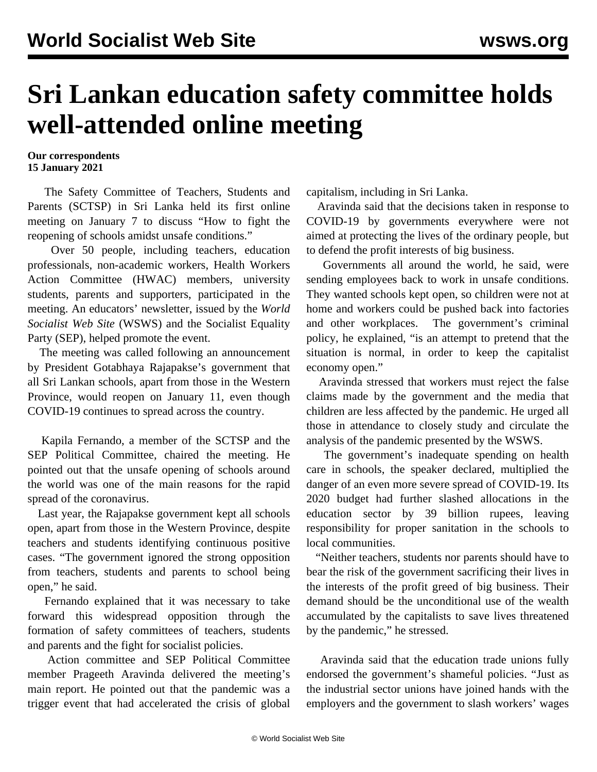# Sri Lankan education safety committee holds well-attended online meeting

**Our correspondents**
**15 January 2021**

The Safety Committee of Teachers, Students and Parents (SCTSP) in Sri Lanka held its first online meeting on January 7 to discuss "How to fight the reopening of schools amidst unsafe conditions."

Over 50 people, including teachers, education professionals, non-academic workers, Health Workers Action Committee (HWAC) members, university students, parents and supporters, participated in the meeting. An educators' newsletter, issued by the *World Socialist Web Site* (WSWS) and the Socialist Equality Party (SEP), helped promote the event.

The meeting was called following an announcement by President Gotabhaya Rajapakse's government that all Sri Lankan schools, apart from those in the Western Province, would reopen on January 11, even though COVID-19 continues to spread across the country.

Kapila Fernando, a member of the SCTSP and the SEP Political Committee, chaired the meeting. He pointed out that the unsafe opening of schools around the world was one of the main reasons for the rapid spread of the coronavirus.

Last year, the Rajapakse government kept all schools open, apart from those in the Western Province, despite teachers and students identifying continuous positive cases. "The government ignored the strong opposition from teachers, students and parents to school being open," he said.

Fernando explained that it was necessary to take forward this widespread opposition through the formation of safety committees of teachers, students and parents and the fight for socialist policies.

Action committee and SEP Political Committee member Prageeth Aravinda delivered the meeting's main report. He pointed out that the pandemic was a trigger event that had accelerated the crisis of global capitalism, including in Sri Lanka.

Aravinda said that the decisions taken in response to COVID-19 by governments everywhere were not aimed at protecting the lives of the ordinary people, but to defend the profit interests of big business.

Governments all around the world, he said, were sending employees back to work in unsafe conditions. They wanted schools kept open, so children were not at home and workers could be pushed back into factories and other workplaces. The government's criminal policy, he explained, "is an attempt to pretend that the situation is normal, in order to keep the capitalist economy open."

Aravinda stressed that workers must reject the false claims made by the government and the media that children are less affected by the pandemic. He urged all those in attendance to closely study and circulate the analysis of the pandemic presented by the WSWS.

The government's inadequate spending on health care in schools, the speaker declared, multiplied the danger of an even more severe spread of COVID-19. Its 2020 budget had further slashed allocations in the education sector by 39 billion rupees, leaving responsibility for proper sanitation in the schools to local communities.

"Neither teachers, students nor parents should have to bear the risk of the government sacrificing their lives in the interests of the profit greed of big business. Their demand should be the unconditional use of the wealth accumulated by the capitalists to save lives threatened by the pandemic," he stressed.

Aravinda said that the education trade unions fully endorsed the government's shameful policies. "Just as the industrial sector unions have joined hands with the employers and the government to slash workers' wages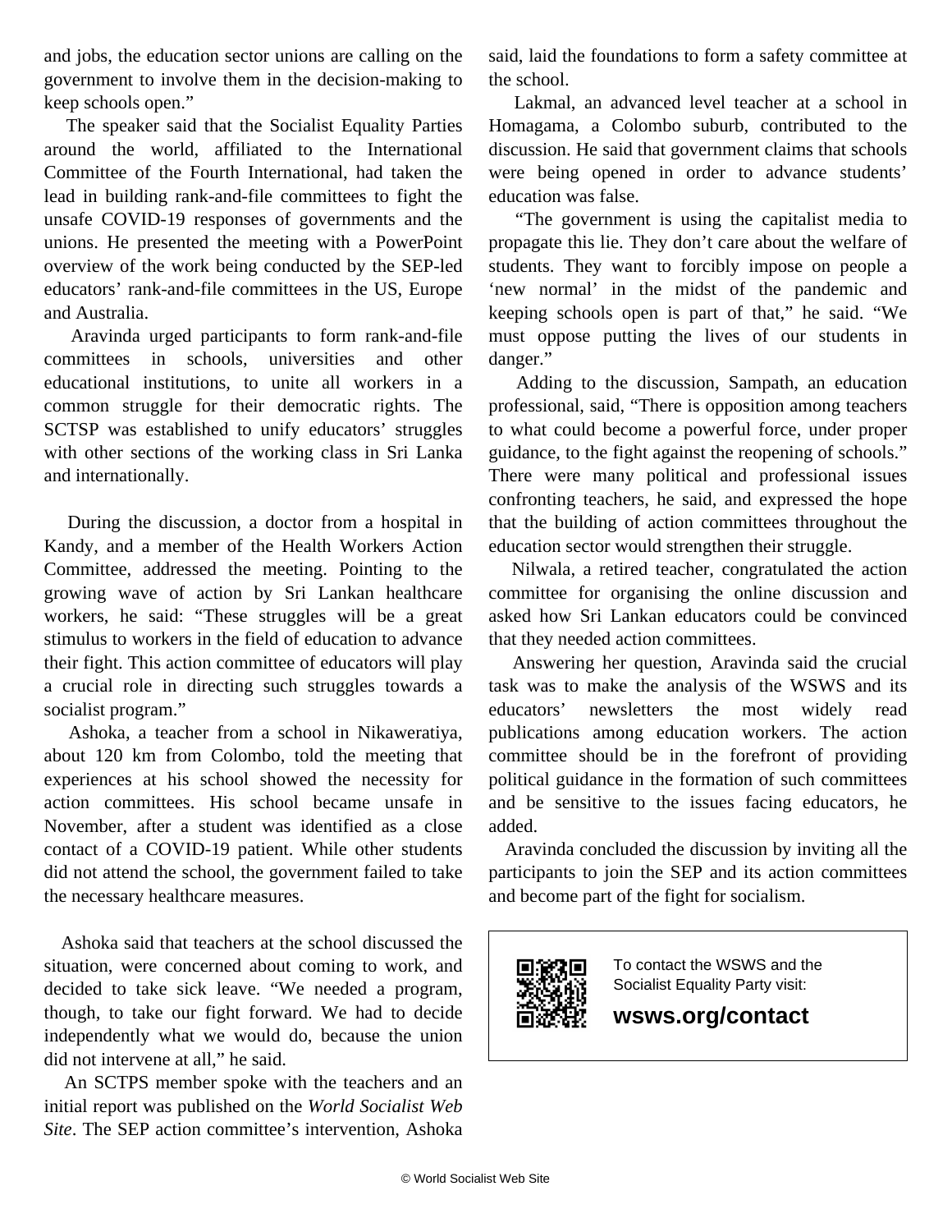and jobs, the education sector unions are calling on the government to involve them in the decision-making to keep schools open."

The speaker said that the Socialist Equality Parties around the world, affiliated to the International Committee of the Fourth International, had taken the lead in building rank-and-file committees to fight the unsafe COVID-19 responses of governments and the unions. He presented the meeting with a PowerPoint overview of the work being conducted by the SEP-led educators' rank-and-file committees in the US, Europe and Australia.

Aravinda urged participants to form rank-and-file committees in schools, universities and other educational institutions, to unite all workers in a common struggle for their democratic rights. The SCTSP was established to unify educators' struggles with other sections of the working class in Sri Lanka and internationally.

During the discussion, a doctor from a hospital in Kandy, and a member of the Health Workers Action Committee, addressed the meeting. Pointing to the growing wave of action by Sri Lankan healthcare workers, he said: "These struggles will be a great stimulus to workers in the field of education to advance their fight. This action committee of educators will play a crucial role in directing such struggles towards a socialist program."

Ashoka, a teacher from a school in Nikaweratiya, about 120 km from Colombo, told the meeting that experiences at his school showed the necessity for action committees. His school became unsafe in November, after a student was identified as a close contact of a COVID-19 patient. While other students did not attend the school, the government failed to take the necessary healthcare measures.

Ashoka said that teachers at the school discussed the situation, were concerned about coming to work, and decided to take sick leave. "We needed a program, though, to take our fight forward. We had to decide independently what we would do, because the union did not intervene at all," he said.

An SCTPS member spoke with the teachers and an initial report was published on the *World Socialist Web Site*. The SEP action committee's intervention, Ashoka said, laid the foundations to form a safety committee at the school.

Lakmal, an advanced level teacher at a school in Homagama, a Colombo suburb, contributed to the discussion. He said that government claims that schools were being opened in order to advance students' education was false.

"The government is using the capitalist media to propagate this lie. They don't care about the welfare of students. They want to forcibly impose on people a 'new normal' in the midst of the pandemic and keeping schools open is part of that," he said. "We must oppose putting the lives of our students in danger."

Adding to the discussion, Sampath, an education professional, said, "There is opposition among teachers to what could become a powerful force, under proper guidance, to the fight against the reopening of schools." There were many political and professional issues confronting teachers, he said, and expressed the hope that the building of action committees throughout the education sector would strengthen their struggle.

Nilwala, a retired teacher, congratulated the action committee for organising the online discussion and asked how Sri Lankan educators could be convinced that they needed action committees.

Answering her question, Aravinda said the crucial task was to make the analysis of the WSWS and its educators' newsletters the most widely read publications among education workers. The action committee should be in the forefront of providing political guidance in the formation of such committees and be sensitive to the issues facing educators, he added.

Aravinda concluded the discussion by inviting all the participants to join the SEP and its action committees and become part of the fight for socialism.

To contact the WSWS and the Socialist Equality Party visit:

**wsws.org/contact**